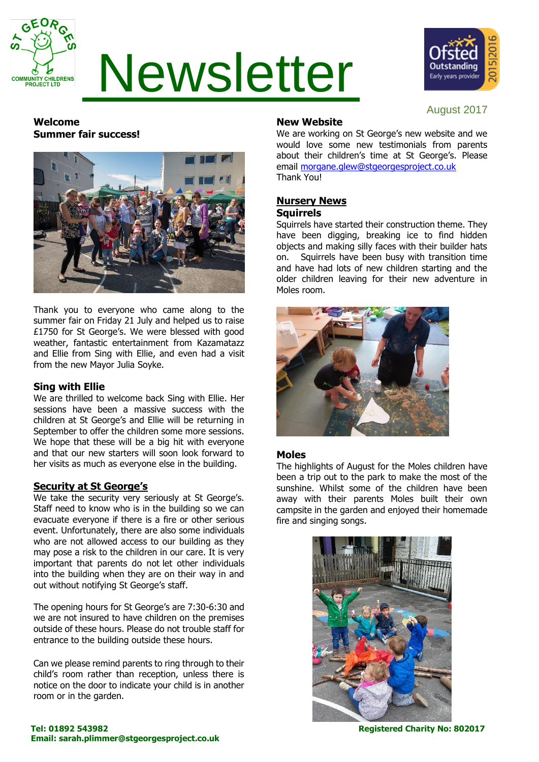# Newsletter

August 2017

**Welcome**
**Summer fair success!**

Thank you to everyone who came along to the summer fair on Friday 21 July and helped us to raise £1750 for St George's. We were blessed with good weather, fantastic entertainment from Kazamatazz and Ellie from Sing with Ellie, and even had a visit from the new Mayor Julia Soyke.

### Sing with Ellie

We are thrilled to welcome back Sing with Ellie. Her sessions have been a massive success with the children at St George's and Ellie will be returning in September to offer the children some more sessions. We hope that these will be a big hit with everyone and that our new starters will soon look forward to her visits as much as everyone else in the building.

### Security at St George's

We take the security very seriously at St George's. Staff need to know who is in the building so we can evacuate everyone if there is a fire or other serious event. Unfortunately, there are also some individuals who are not allowed access to our building as they may pose a risk to the children in our care. It is very important that parents do not let other individuals into the building when they are on their way in and out without notifying St George's staff.

The opening hours for St George's are 7:30-6:30 and we are not insured to have children on the premises outside of these hours. Please do not trouble staff for entrance to the building outside these hours.

Can we please remind parents to ring through to their child's room rather than reception, unless there is notice on the door to indicate your child is in another room or in the garden.

### New Website

We are working on St George's new website and we would love some new testimonials from parents about their children's time at St George's. Please email morgane.glew@stgeorgesproject.co.uk
Thank You!

## Nursery News

### Squirrels

Squirrels have started their construction theme. They have been digging, breaking ice to find hidden objects and making silly faces with their builder hats on. Squirrels have been busy with transition time and have had lots of new children starting and the older children leaving for their new adventure in Moles room.

### Moles

The highlights of August for the Moles children have been a trip out to the park to make the most of the sunshine. Whilst some of the children have been away with their parents Moles built their own campsite in the garden and enjoyed their homemade fire and singing songs.

**Tel: 01892 543982**
**Email: sarah.plimmer@stgeorgesproject.co.uk**

**Registered Charity No: 802017**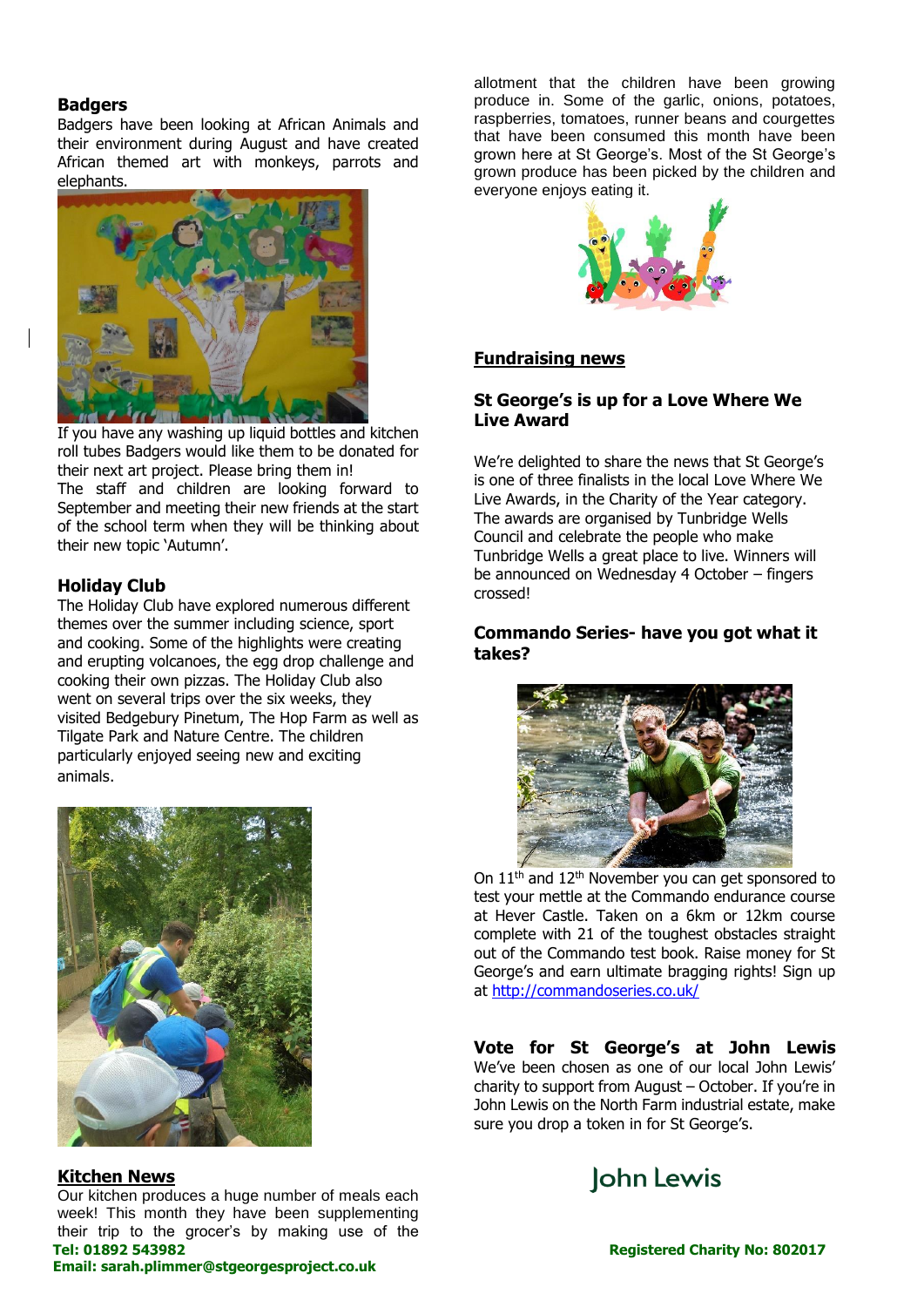### Badgers

Badgers have been looking at African Animals and their environment during August and have created African themed art with monkeys, parrots and elephants.

If you have any washing up liquid bottles and kitchen roll tubes Badgers would like them to be donated for their next art project. Please bring them in!

The staff and children are looking forward to September and meeting their new friends at the start of the school term when they will be thinking about their new topic 'Autumn'.

### Holiday Club

The Holiday Club have explored numerous different themes over the summer including science, sport and cooking. Some of the highlights were creating and erupting volcanoes, the egg drop challenge and cooking their own pizzas. The Holiday Club also went on several trips over the six weeks, they visited Bedgebury Pinetum, The Hop Farm as well as Tilgate Park and Nature Centre. The children particularly enjoyed seeing new and exciting animals.

### Kitchen News

Our kitchen produces a huge number of meals each week! This month they have been supplementing their trip to the grocer's by making use of the allotment that the children have been growing produce in. Some of the garlic, onions, potatoes, raspberries, tomatoes, runner beans and courgettes that have been consumed this month have been grown here at St George's. Most of the St George's grown produce has been picked by the children and everyone enjoys eating it.

## Fundraising news

### St George's is up for a Love Where We Live Award

We're delighted to share the news that St George's is one of three finalists in the local Love Where We Live Awards, in the Charity of the Year category. The awards are organised by Tunbridge Wells Council and celebrate the people who make Tunbridge Wells a great place to live. Winners will be announced on Wednesday 4 October – fingers crossed!

### Commando Series- have you got what it takes?

On 11th and 12th November you can get sponsored to test your mettle at the Commando endurance course at Hever Castle. Taken on a 6km or 12km course complete with 21 of the toughest obstacles straight out of the Commando test book. Raise money for St George's and earn ultimate bragging rights! Sign up at http://commandoseries.co.uk/

### Vote for St George's at John Lewis

We've been chosen as one of our local John Lewis' charity to support from August – October. If you're in John Lewis on the North Farm industrial estate, make sure you drop a token in for St George's.

John Lewis

**Tel: 01892 543982**
**Email: sarah.plimmer@stgeorgesproject.co.uk**

**Registered Charity No: 802017**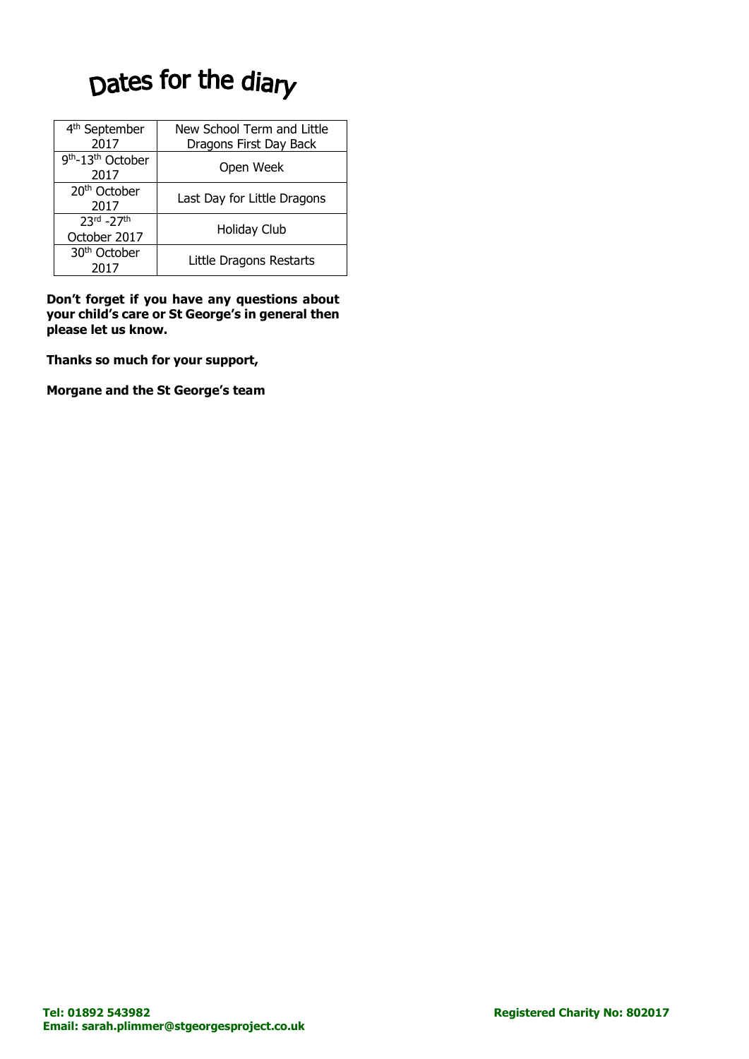# Dates for the diary

| | |
|---|---|
| 4th September 2017 | New School Term and Little Dragons First Day Back |
| 9th-13th October 2017 | Open Week |
| 20th October 2017 | Last Day for Little Dragons |
| 23rd -27th October 2017 | Holiday Club |
| 30th October 2017 | Little Dragons Restarts |

**Don't forget if you have any questions about your child's care or St George's in general then please let us know.**

**Thanks so much for your support,**

**Morgane and the St George's team**

**Tel: 01892 543982**
**Email: sarah.plimmer@stgeorgesproject.co.uk**

**Registered Charity No: 802017**